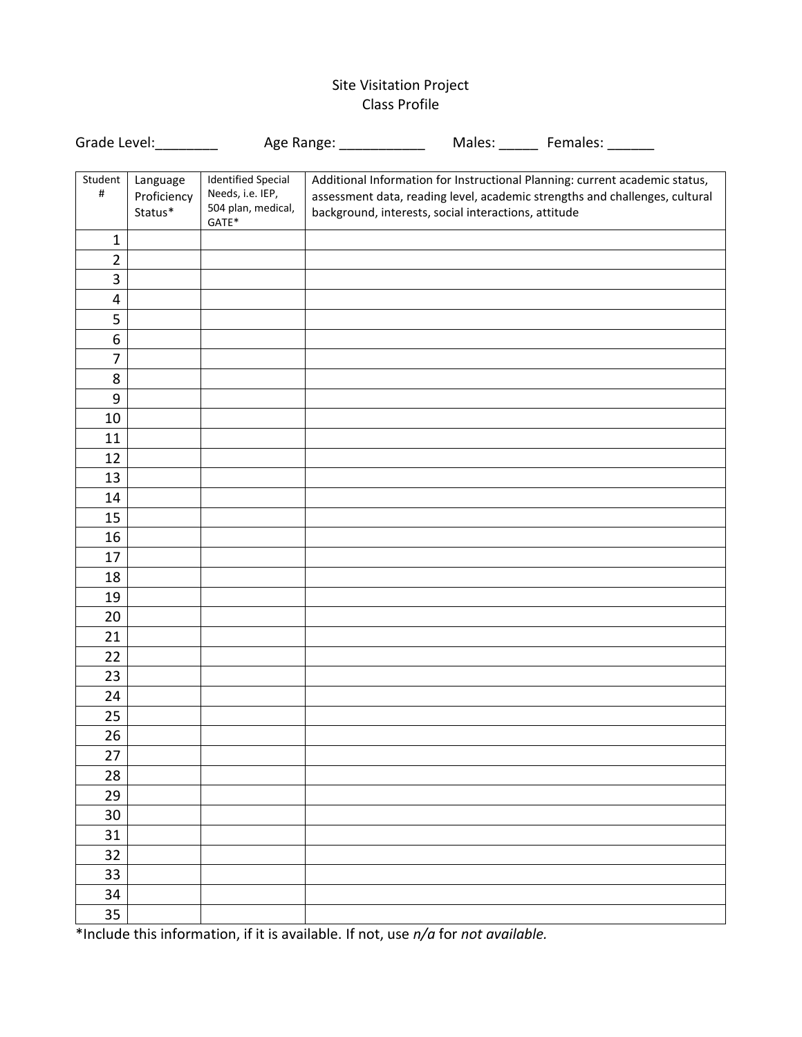Site Visitation Project
Class Profile

Grade Level:________ Age Range: ___________ Males: _____ Females: ______

| Student # | Language Proficiency Status* | Identified Special Needs, i.e. IEP, 504 plan, medical, GATE* | Additional Information for Instructional Planning: current academic status, assessment data, reading level, academic strengths and challenges, cultural background, interests, social interactions, attitude |
|---|---|---|---|
| 1 | | | |
| 2 | | | |
| 3 | | | |
| 4 | | | |
| 5 | | | |
| 6 | | | |
| 7 | | | |
| 8 | | | |
| 9 | | | |
| 10 | | | |
| 11 | | | |
| 12 | | | |
| 13 | | | |
| 14 | | | |
| 15 | | | |
| 16 | | | |
| 17 | | | |
| 18 | | | |
| 19 | | | |
| 20 | | | |
| 21 | | | |
| 22 | | | |
| 23 | | | |
| 24 | | | |
| 25 | | | |
| 26 | | | |
| 27 | | | |
| 28 | | | |
| 29 | | | |
| 30 | | | |
| 31 | | | |
| 32 | | | |
| 33 | | | |
| 34 | | | |
| 35 | | | |

*Include this information, if it is available. If not, use *n/a* for *not available.*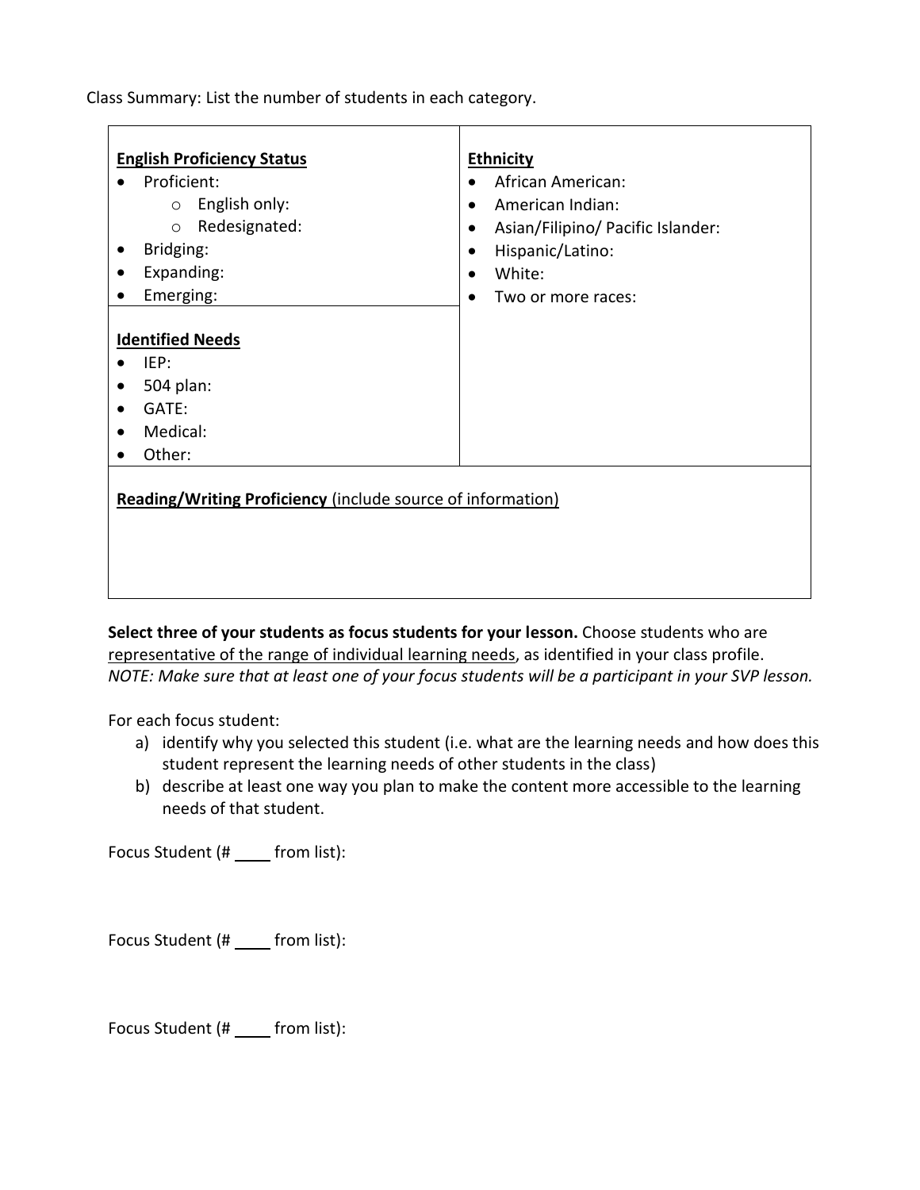Class Summary: List the number of students in each category.

| | |
|---|---|
| **<u>English Proficiency Status</u>**<br>• Proficient:<br>&nbsp;&nbsp;&nbsp;&nbsp;o English only:<br>&nbsp;&nbsp;&nbsp;&nbsp;o Redesignated:<br>• Bridging:<br>• Expanding:<br>• Emerging: | **<u>Ethnicity</u>**<br>• African American:<br>• American Indian:<br>• Asian/Filipino/ Pacific Islander:<br>• Hispanic/Latino:<br>• White:<br>• Two or more races: |
| **<u>Identified Needs</u>**<br>• IEP:<br>• 504 plan:<br>• GATE:<br>• Medical:<br>• Other: | |
| **<u>Reading/Writing Proficiency</u>** <u>(include source of information)</u> | |

**Select three of your students as focus students for your lesson.** Choose students who are <u>representative of the range of individual learning needs</u>, as identified in your class profile. *NOTE: Make sure that at least one of your focus students will be a participant in your SVP lesson.*

For each focus student:

a) identify why you selected this student (i.e. what are the learning needs and how does this student represent the learning needs of other students in the class)
b) describe at least one way you plan to make the content more accessible to the learning needs of that student.

Focus Student (# ____ from list):

Focus Student (# ____ from list):

Focus Student (# ____ from list):